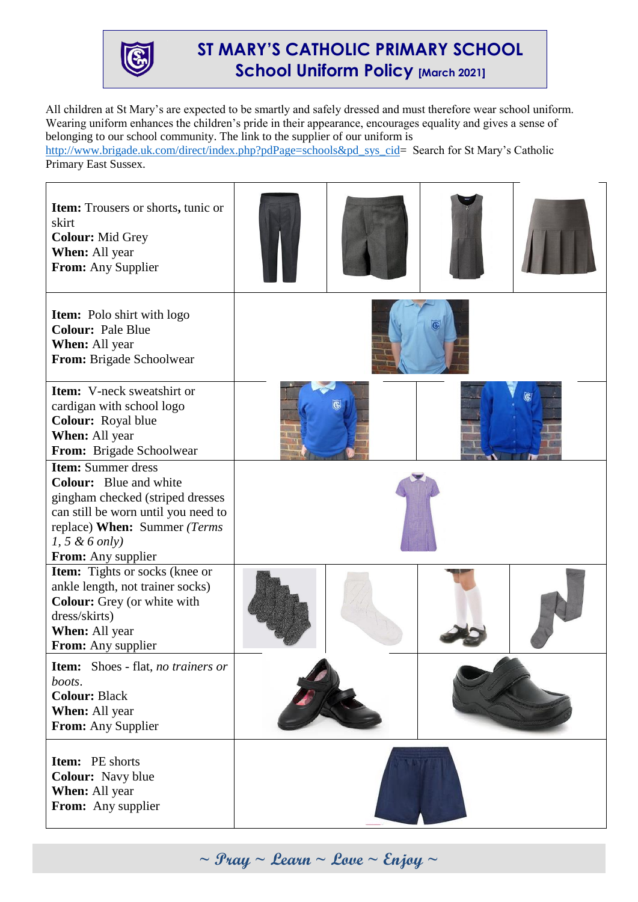# ST MARY'S CATHOLIC PRIMARY SCHOOL

## School Uniform Policy [March 2021]

All children at St Mary's are expected to be smartly and safely dressed and must therefore wear school uniform. Wearing uniform enhances the children's pride in their appearance, encourages equality and gives a sense of belonging to our school community. The link to the supplier of our uniform is http://www.brigade.uk.com/direct/index.php?pdPage=schools&pd_sys_cid= Search for St Mary's Catholic Primary East Sussex.

| Details |
|---|
| **Item:** Trousers or shorts, tunic or skirt<br>**Colour:** Mid Grey<br>**When:** All year<br>**From:** Any Supplier |
| **Item:** Polo shirt with logo<br>**Colour:** Pale Blue<br>**When:** All year<br>**From:** Brigade Schoolwear |
| **Item:** V-neck sweatshirt or cardigan with school logo<br>**Colour:** Royal blue<br>**When:** All year<br>**From:** Brigade Schoolwear |
| **Item:** Summer dress<br>**Colour:** Blue and white gingham checked (striped dresses can still be worn until you need to replace) **When:** Summer *(Terms 1, 5 & 6 only)*<br>**From:** Any supplier |
| **Item:** Tights or socks (knee or ankle length, not trainer socks)<br>**Colour:** Grey (or white with dress/skirts)<br>**When:** All year<br>**From:** Any supplier |
| **Item:** Shoes - flat, *no trainers or boots*.<br>**Colour:** Black<br>**When:** All year<br>**From:** Any Supplier |
| **Item:** PE shorts<br>**Colour:** Navy blue<br>**When:** All year<br>**From:** Any supplier |

~ Pray ~ Learn ~ Love ~ Enjoy ~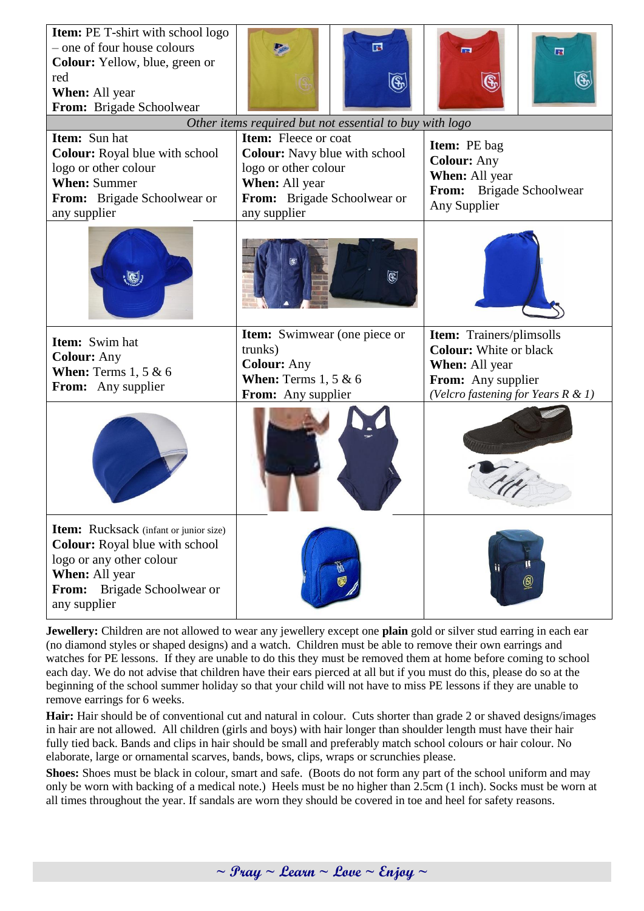| | | | | |
|---|---|---|---|---|
| **Item:** PE T-shirt with school logo – one of four house colours<br>**Colour:** Yellow, blue, green or red<br>**When:** All year<br>**From:** Brigade Schoolwear | | | | |

*Other items required but not essential to buy with logo*

| | | |
|---|---|---|
| **Item:** Sun hat<br>**Colour:** Royal blue with school logo or other colour<br>**When:** Summer<br>**From:** Brigade Schoolwear or any supplier | **Item:** Fleece or coat<br>**Colour:** Navy blue with school logo or other colour<br>**When:** All year<br>**From:** Brigade Schoolwear or any supplier | **Item:** PE bag<br>**Colour:** Any<br>**When:** All year<br>**From:** Brigade Schoolwear Any Supplier |
| **Item:** Swim hat<br>**Colour:** Any<br>**When:** Terms 1, 5 & 6<br>**From:** Any supplier | **Item:** Swimwear (one piece or trunks)<br>**Colour:** Any<br>**When:** Terms 1, 5 & 6<br>**From:** Any supplier | **Item:** Trainers/plimsolls<br>**Colour:** White or black<br>**When:** All year<br>**From:** Any supplier<br>*(Velcro fastening for Years R & 1)* |
| **Item:** Rucksack (infant or junior size)<br>**Colour:** Royal blue with school logo or any other colour<br>**When:** All year<br>**From:** Brigade Schoolwear or any supplier | | |

**Jewellery:** Children are not allowed to wear any jewellery except one **plain** gold or silver stud earring in each ear (no diamond styles or shaped designs) and a watch. Children must be able to remove their own earrings and watches for PE lessons. If they are unable to do this they must be removed them at home before coming to school each day. We do not advise that children have their ears pierced at all but if you must do this, please do so at the beginning of the school summer holiday so that your child will not have to miss PE lessons if they are unable to remove earrings for 6 weeks.

**Hair:** Hair should be of conventional cut and natural in colour. Cuts shorter than grade 2 or shaved designs/images in hair are not allowed. All children (girls and boys) with hair longer than shoulder length must have their hair fully tied back. Bands and clips in hair should be small and preferably match school colours or hair colour. No elaborate, large or ornamental scarves, bands, bows, clips, wraps or scrunchies please.

**Shoes:** Shoes must be black in colour, smart and safe. (Boots do not form any part of the school uniform and may only be worn with backing of a medical note.) Heels must be no higher than 2.5cm (1 inch). Socks must be worn at all times throughout the year. If sandals are worn they should be covered in toe and heel for safety reasons.

*~ Pray ~ Learn ~ Love ~ Enjoy ~*